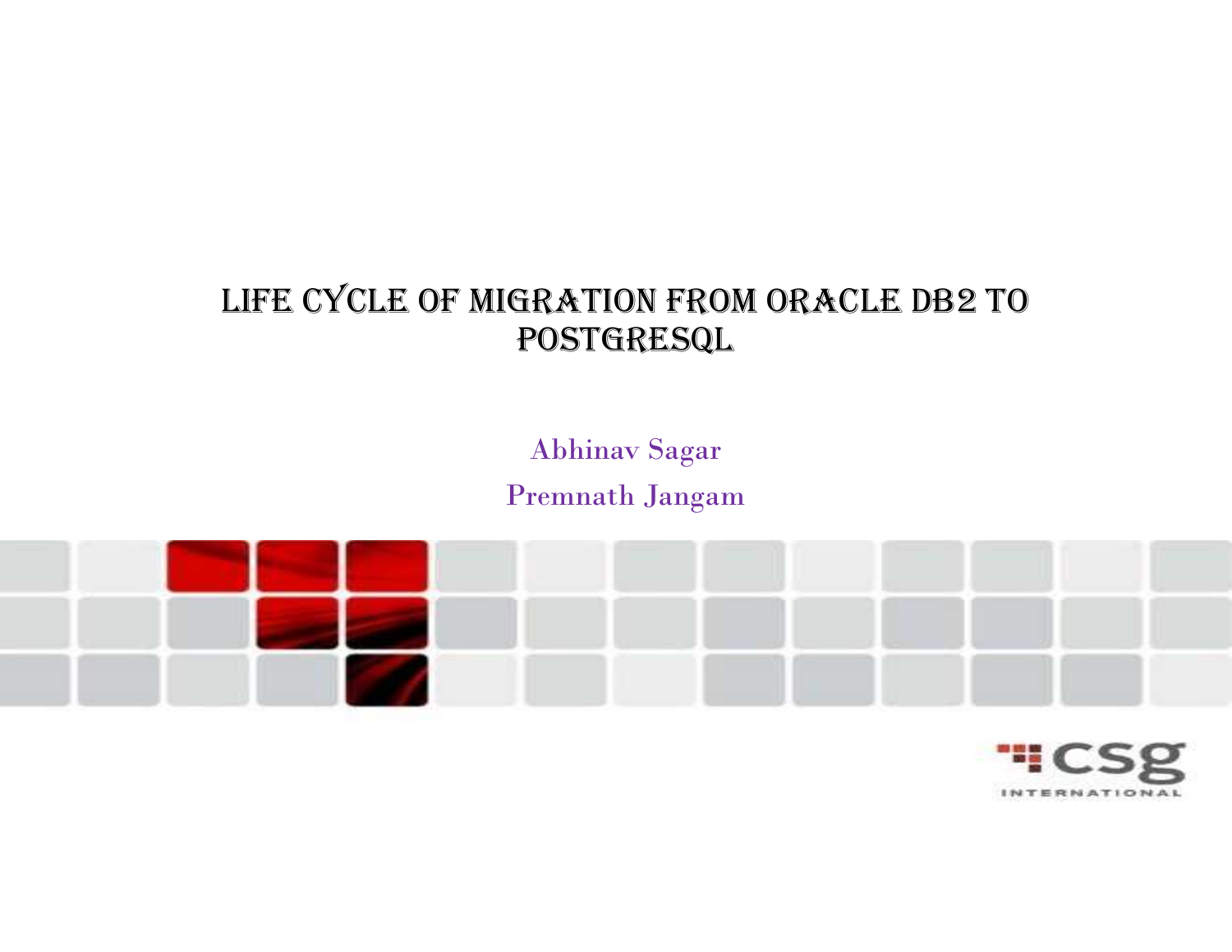# LIFE CYCLE OF MIGRATION FROM ORACLE DB2 TO POSTGRESQL

Abhinav Sagar

Premnath Jangam

CSG INTERNATIONAL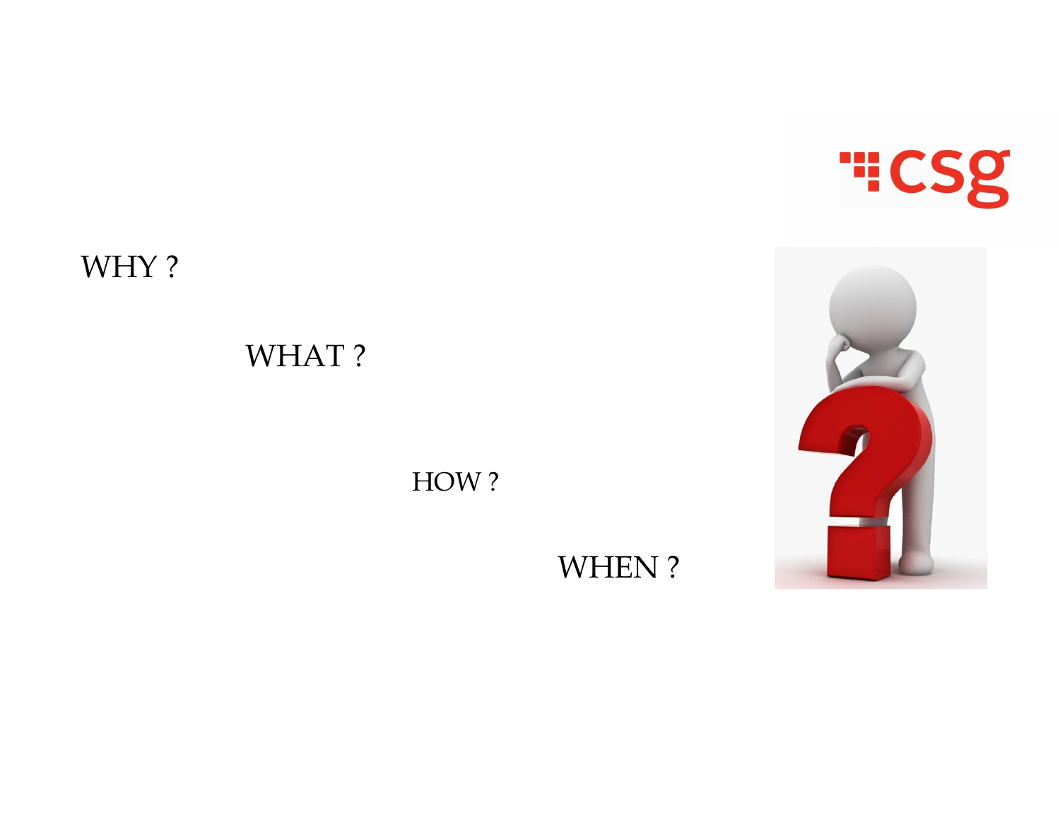WHY ?

WHAT ?

HOW ?

WHEN ?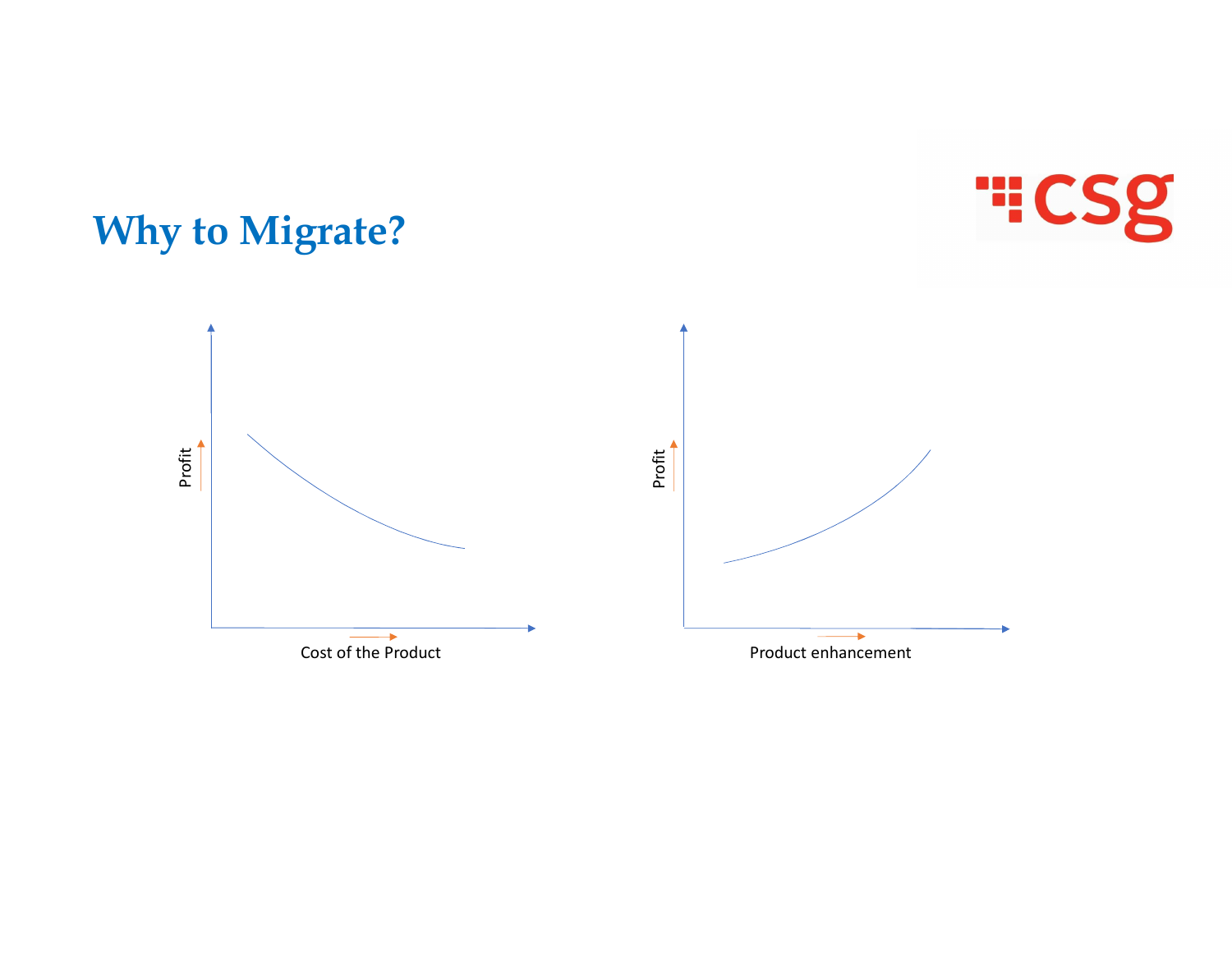# Why to Migrate?

Profit

Cost of the Product

Profit

Product enhancement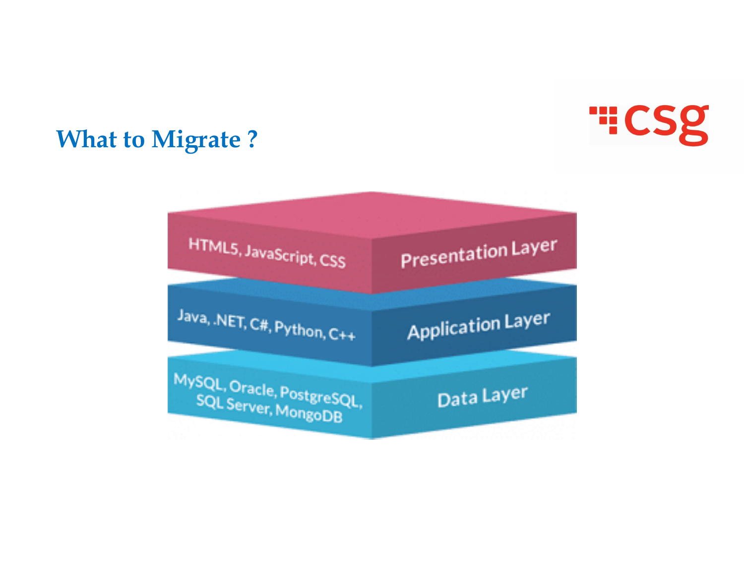## What to Migrate ?

| Layer | Technologies |
| --- | --- |
| Presentation Layer | HTML5, JavaScript, CSS |
| Application Layer | Java, .NET, C#, Python, C++ |
| Data Layer | MySQL, Oracle, PostgreSQL, SQL Server, MongoDB |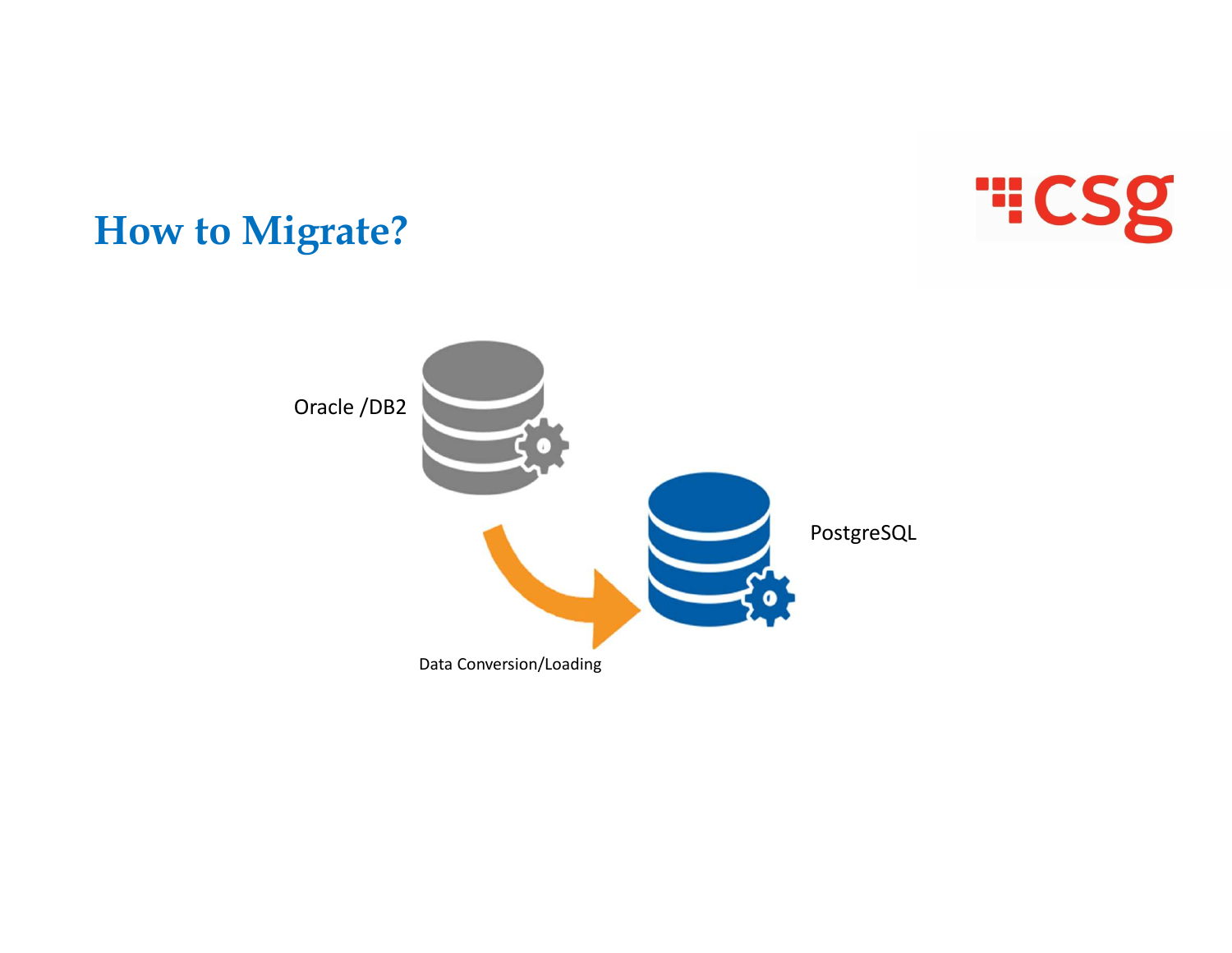# How to Migrate?

Oracle /DB2

PostgreSQL

Data Conversion/Loading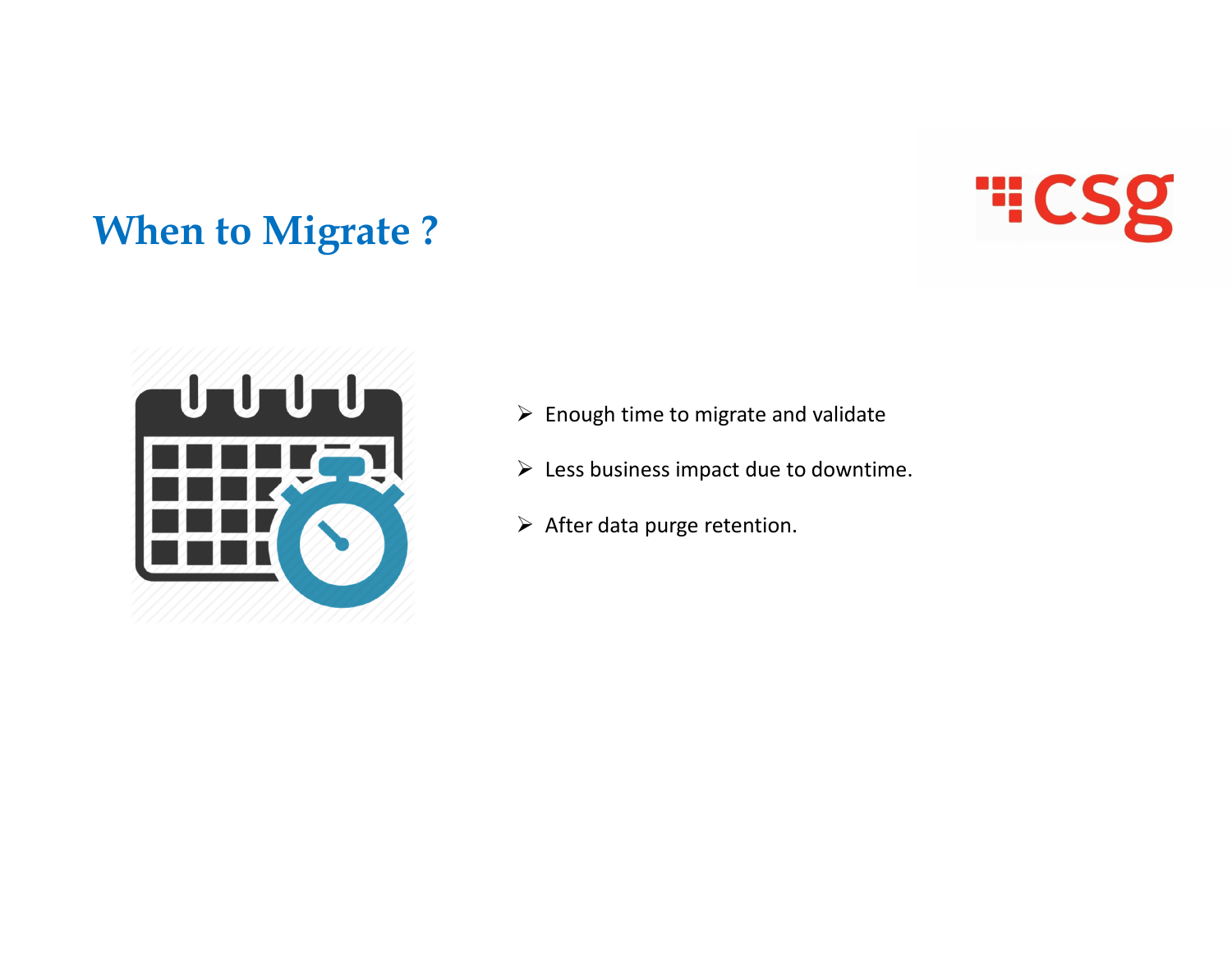# When to Migrate ?

- Enough time to migrate and validate
- Less business impact due to downtime.
- After data purge retention.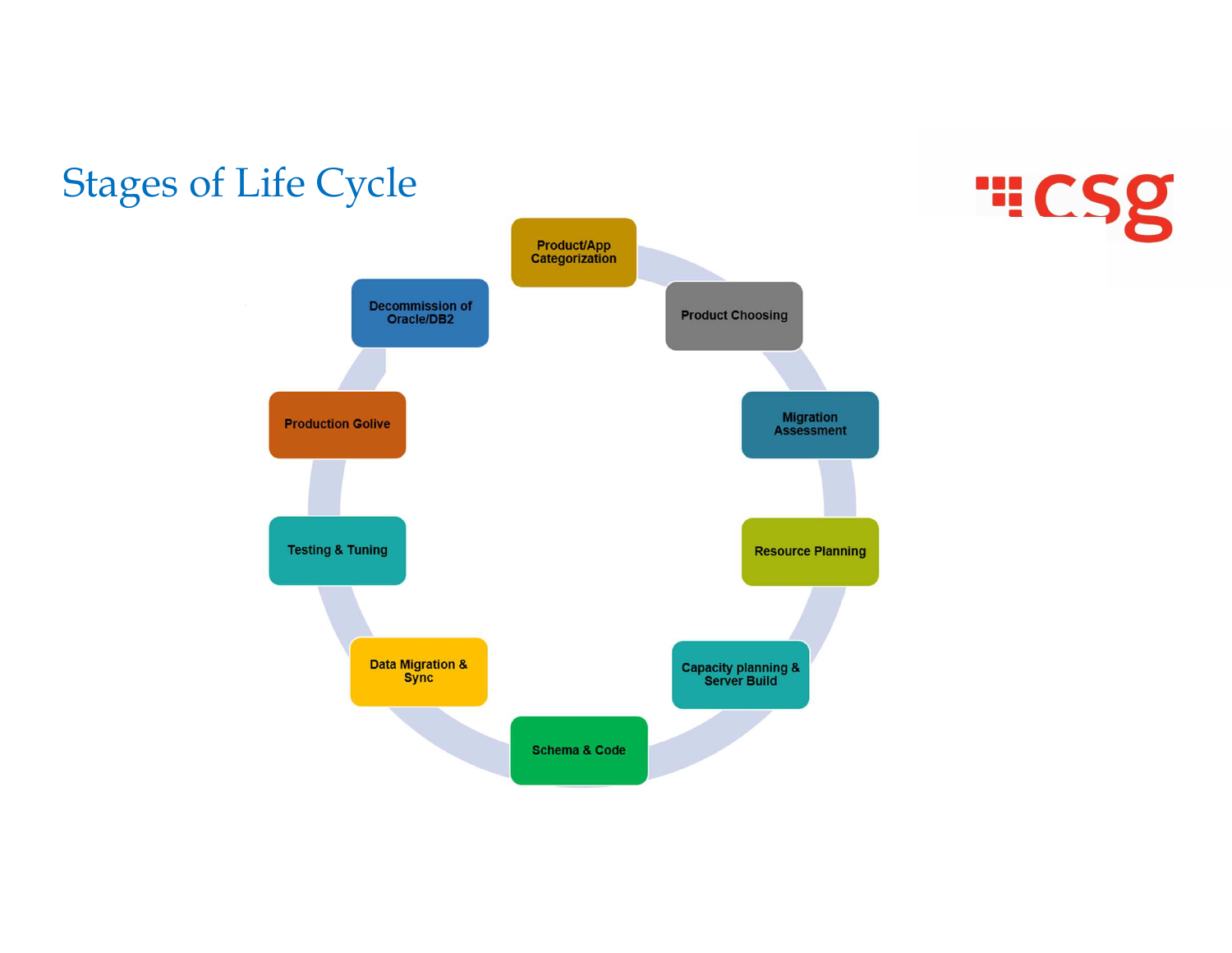# Stages of Life Cycle

- Product/App Categorization
- Product Choosing
- Migration Assessment
- Resource Planning
- Capacity planning & Server Build
- Schema & Code
- Data Migration & Sync
- Testing & Tuning
- Production Golive
- Decommission of Oracle/DB2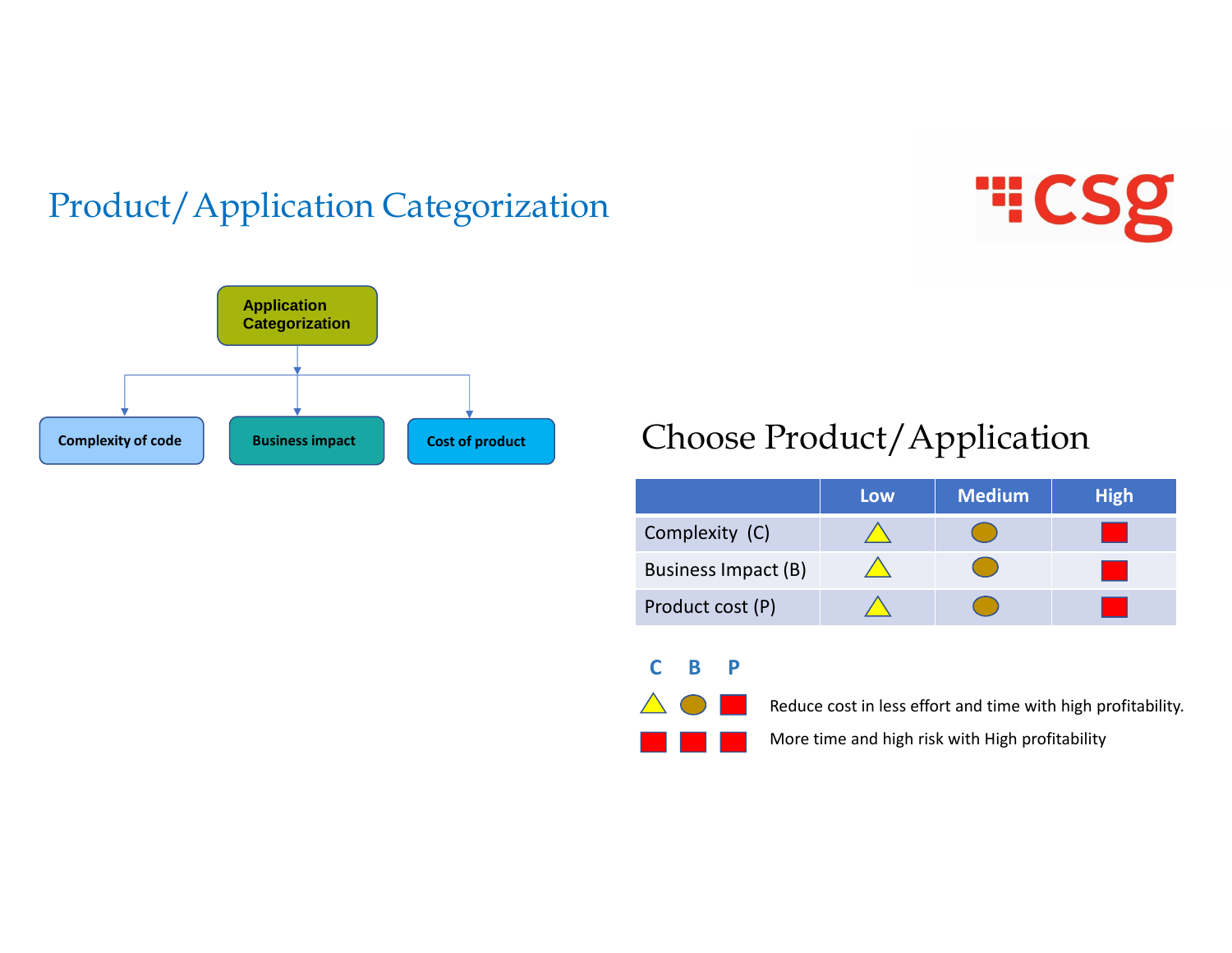# Product/Application Categorization

Application Categorization

- Complexity of code
- Business impact
- Cost of product

## Choose Product/Application

| | Low | Medium | High |
|---|---|---|---|
| Complexity (C) | △ | ⬮ | ■ |
| Business Impact (B) | △ | ⬮ | ■ |
| Product cost (P) | △ | ⬮ | ■ |

| C | B | P | |
|---|---|---|---|
| △ | ⬮ | ■ | Reduce cost in less effort and time with high profitability. |
| ■ | ■ | ■ | More time and high risk with High profitability |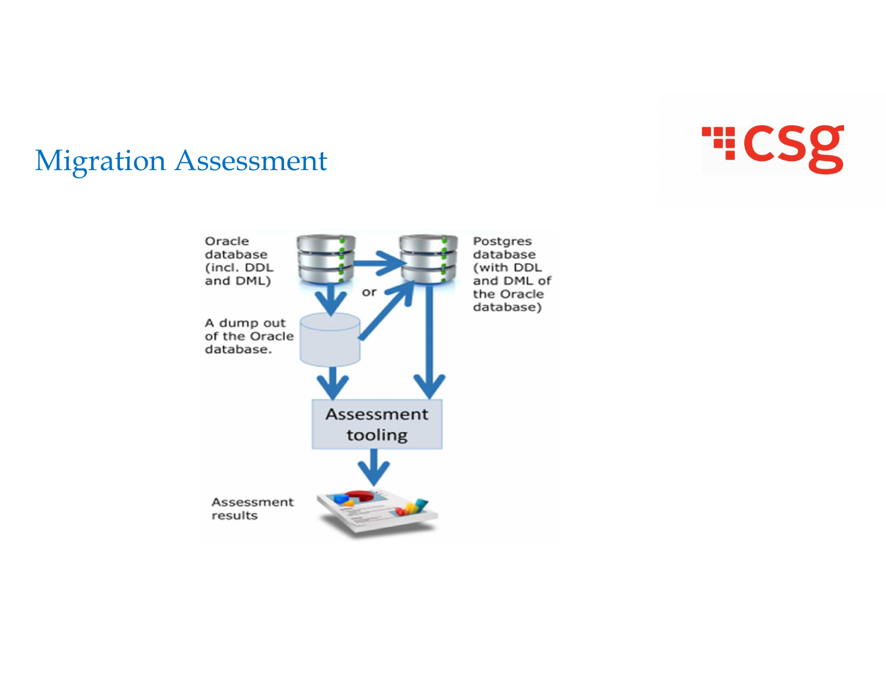# Migration Assessment

Oracle database (incl. DDL and DML)

Postgres database (with DDL and DML of the Oracle database)

or

A dump out of the Oracle database.

Assessment tooling

Assessment results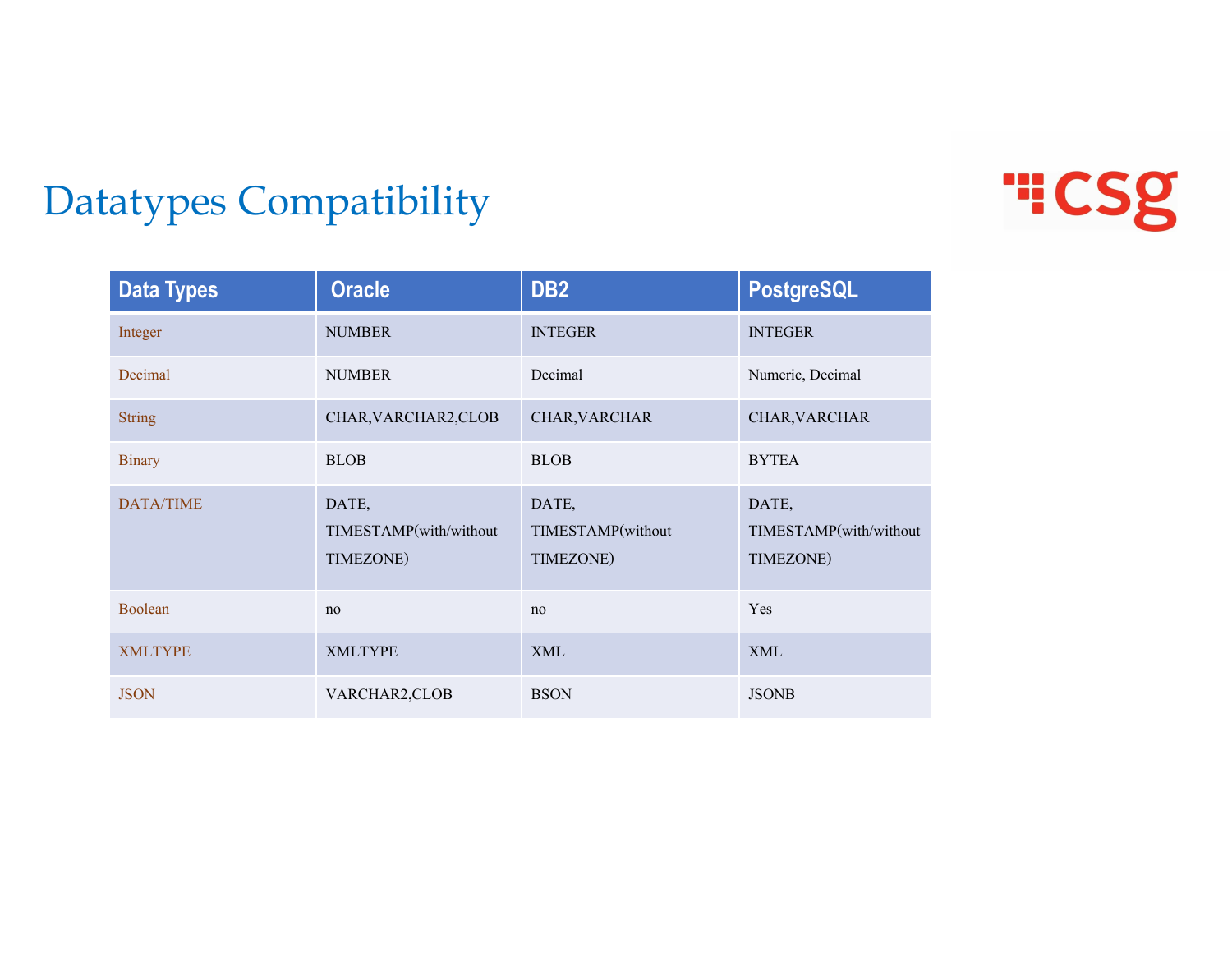# Datatypes Compatibility

| Data Types | Oracle | DB2 | PostgreSQL |
|---|---|---|---|
| Integer | NUMBER | INTEGER | INTEGER |
| Decimal | NUMBER | Decimal | Numeric, Decimal |
| String | CHAR,VARCHAR2,CLOB | CHAR,VARCHAR | CHAR,VARCHAR |
| Binary | BLOB | BLOB | BYTEA |
| DATA/TIME | DATE, TIMESTAMP(with/without TIMEZONE) | DATE, TIMESTAMP(without TIMEZONE) | DATE, TIMESTAMP(with/without TIMEZONE) |
| Boolean | no | no | Yes |
| XMLTYPE | XMLTYPE | XML | XML |
| JSON | VARCHAR2,CLOB | BSON | JSONB |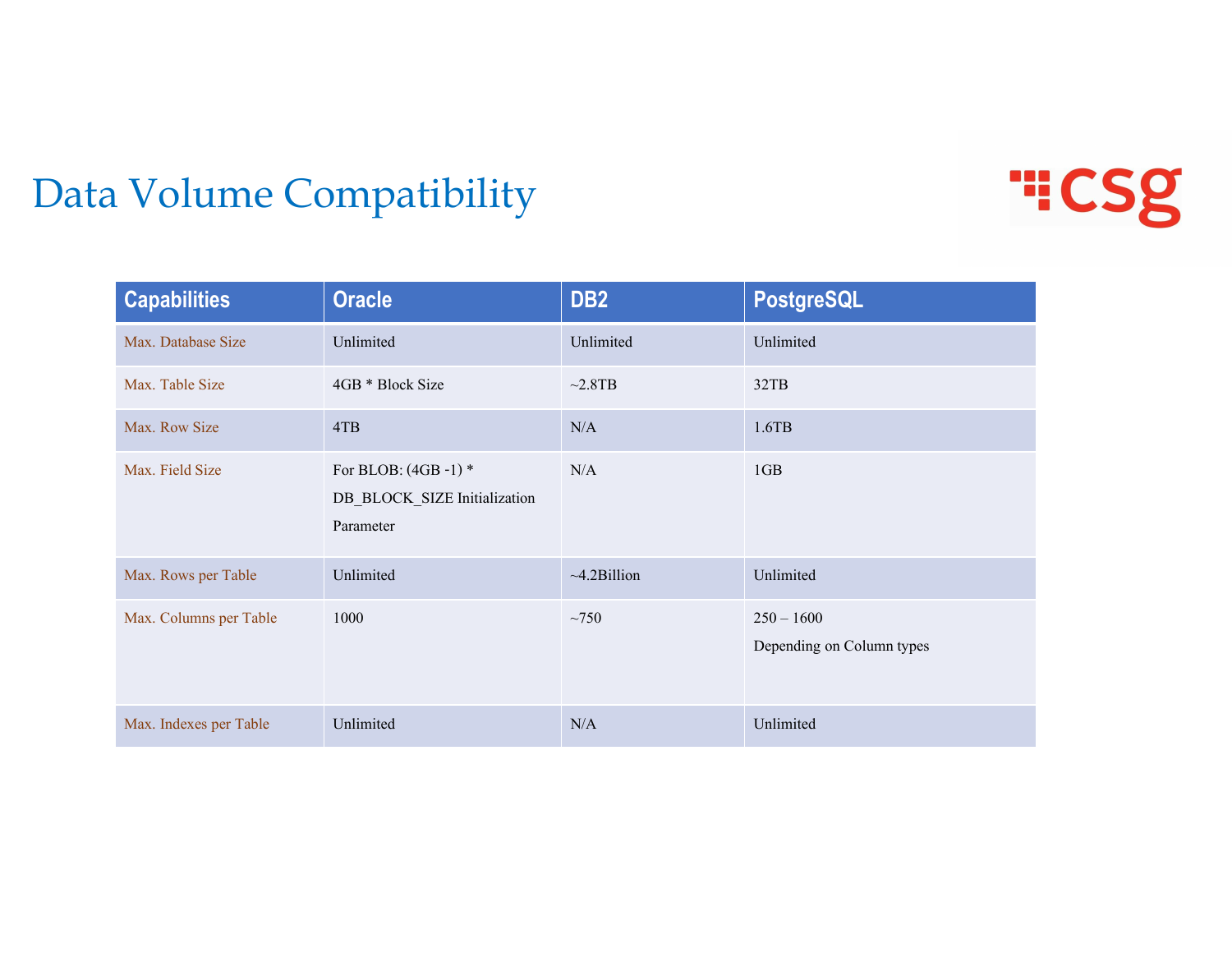# Data Volume Compatibility

| Capabilities | Oracle | DB2 | PostgreSQL |
|---|---|---|---|
| Max. Database Size | Unlimited | Unlimited | Unlimited |
| Max. Table Size | 4GB * Block Size | ~2.8TB | 32TB |
| Max. Row Size | 4TB | N/A | 1.6TB |
| Max. Field Size | For BLOB: (4GB -1) * DB_BLOCK_SIZE Initialization Parameter | N/A | 1GB |
| Max. Rows per Table | Unlimited | ~4.2Billion | Unlimited |
| Max. Columns per Table | 1000 | ~750 | 250 – 1600 Depending on Column types |
| Max. Indexes per Table | Unlimited | N/A | Unlimited |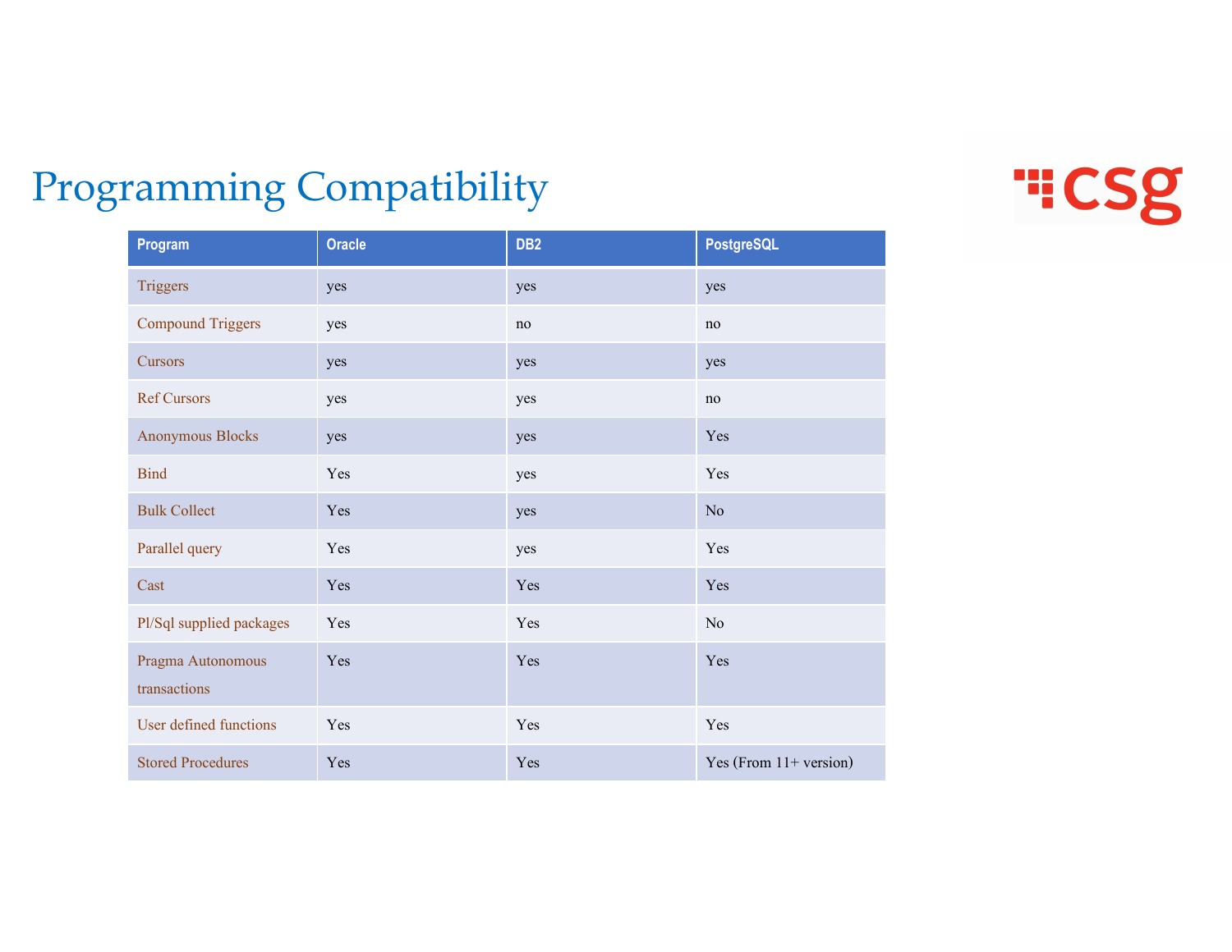# Programming Compatibility

| Program | Oracle | DB2 | PostgreSQL |
|---|---|---|---|
| Triggers | yes | yes | yes |
| Compound Triggers | yes | no | no |
| Cursors | yes | yes | yes |
| Ref Cursors | yes | yes | no |
| Anonymous Blocks | yes | yes | Yes |
| Bind | Yes | yes | Yes |
| Bulk Collect | Yes | yes | No |
| Parallel query | Yes | yes | Yes |
| Cast | Yes | Yes | Yes |
| Pl/Sql supplied packages | Yes | Yes | No |
| Pragma Autonomous transactions | Yes | Yes | Yes |
| User defined functions | Yes | Yes | Yes |
| Stored Procedures | Yes | Yes | Yes (From 11+ version) |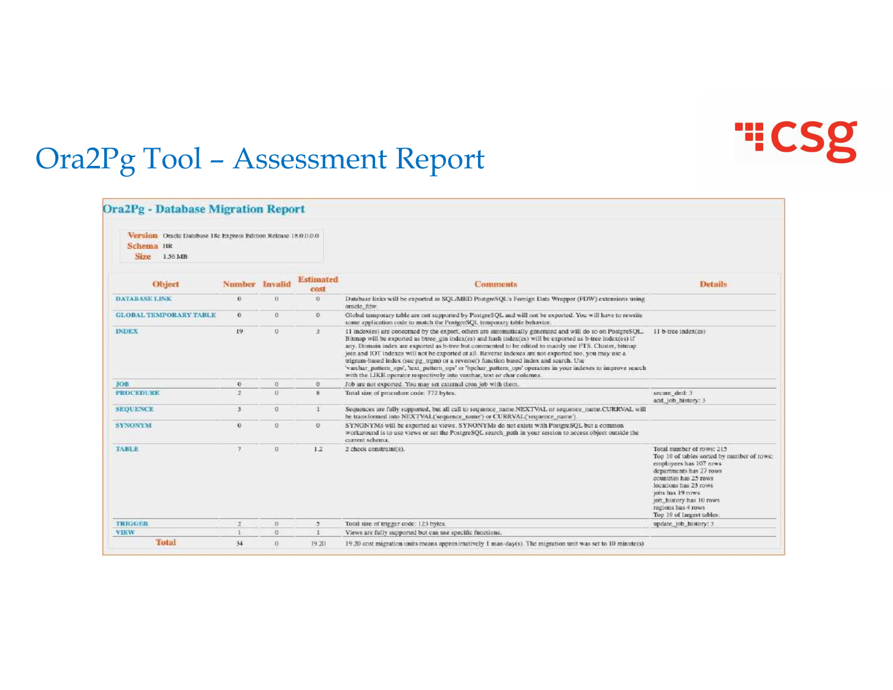# Ora2Pg Tool – Assessment Report

## Ora2Pg - Database Migration Report

| | |
|---|---|
| **Version** | Oracle Database 18c Express Edition Release 18.0.0.0.0 |
| **Schema** | HR |
| **Size** | 1.56 MB |

| Object | Number | Invalid | Estimated cost | Comments | Details |
|---|---|---|---|---|---|
| DATABASE LINK | 0 | 0 | 0 | Database links will be exported as SQL/MED PostgreSQL's Foreign Data Wrapper (FDW) extensions using oracle_fdw. | |
| GLOBAL TEMPORARY TABLE | 0 | 0 | 0 | Global temporary table are not supported by PostgreSQL and will not be exported. You will have to rewrite some application code to match the PostgreSQL temporary table behavior. | |
| INDEX | 19 | 0 | 3 | 11 index(es) are concerned by the export, others are automatically generated and will do so on PostgreSQL. Bitmap will be exported as btree_gin index(es) and hash index(es) will be exported as b-tree index(es) if any. Domain index are exported as b-tree but commented to be edited to mainly use FTS. Cluster, bitmap join and IOT indexes will not be exported at all. Reverse indexes are not exported too, you may use a trigram-based index (see pg_trgm) or a reverse() function based index and search. Use 'varchar_pattern_ops', 'text_pattern_ops' or 'bpchar_pattern_ops' operators in your indexes to improve search with the LIKE operator respectively into varchar, text or char columns. | 11 b-tree index(es) |
| JOB | 0 | 0 | 0 | Job are not exported. You may set external cron job with them. | |
| PROCEDURE | 2 | 0 | 8 | Total size of procedure code: 772 bytes. | secure_dml: 3<br>add_job_history: 3 |
| SEQUENCE | 3 | 0 | 1 | Sequences are fully supported, but all call to sequence_name.NEXTVAL or sequence_name.CURRVAL will be transformed into NEXTVAL('sequence_name') or CURRVAL('sequence_name'). | |
| SYNONYM | 0 | 0 | 0 | SYNONYMs will be exported as views. SYNONYMs do not exists with PostgreSQL but a common workaround is to use views or set the PostgreSQL search_path in your session to access object outside the current schema. | |
| TABLE | 7 | 0 | 1.2 | 2 check constraint(s). | Total number of rows: 215<br>Top 10 of tables sorted by number of rows:<br>employees has 107 rows<br>departments has 27 rows<br>countries has 25 rows<br>locations has 23 rows<br>jobs has 19 rows<br>job_history has 10 rows<br>regions has 4 rows<br>Top 10 of largest tables: |
| TRIGGER | 2 | 0 | 5 | Total size of trigger code: 123 bytes. | update_job_history: 3 |
| VIEW | 1 | 0 | 1 | Views are fully supported but can use specific functions. | |
| **Total** | 34 | 0 | 19.20 | 19.20 cost migration units means approximatively 1 man-day(s). The migration unit was set to 10 minute(s) | |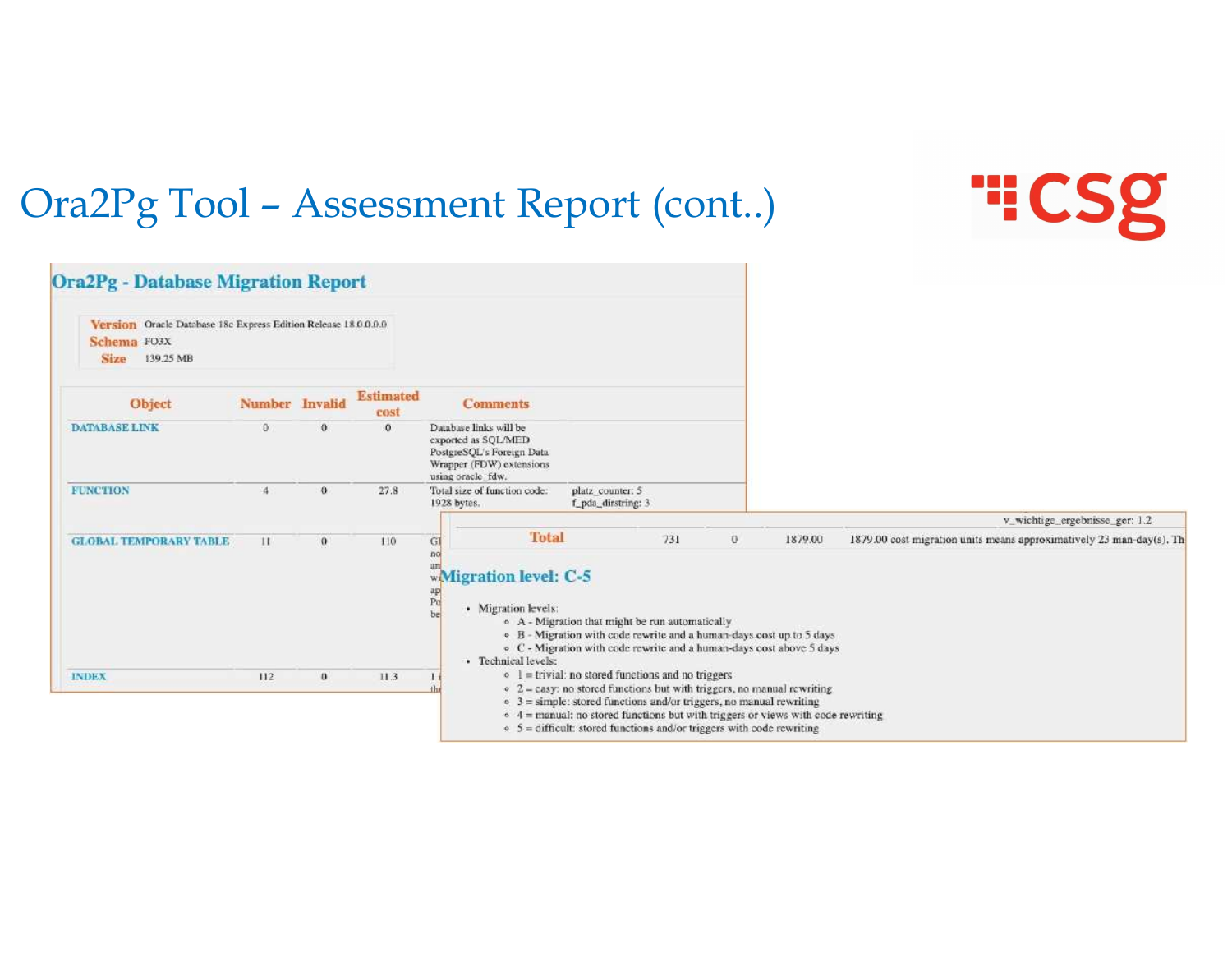# Ora2Pg Tool – Assessment Report (cont..)

## Ora2Pg - Database Migration Report

**Version** Oracle Database 18c Express Edition Release 18.0.0.0.0
**Schema** FO3X
**Size** 139.25 MB

| Object | Number | Invalid | Estimated cost | Comments | |
|---|---|---|---|---|---|
| DATABASE LINK | 0 | 0 | 0 | Database links will be exported as SQL/MED PostgreSQL's Foreign Data Wrapper (FDW) extensions using oracle_fdw. | |
| FUNCTION | 4 | 0 | 27.8 | Total size of function code: 1928 bytes. | platz_counter: 5 f_pda_dirstring: 3 |
| GLOBAL TEMPORARY TABLE | 11 | 0 | 110 | Gl no an w ap Pc be | |
| INDEX | 112 | 0 | 11.3 | 1 i th | |

v_wichtige_ergebnisse_ger: 1.2

| Total | 731 | 0 | 1879.00 | 1879.00 cost migration units means approximatively 23 man-day(s). Th |
|---|---|---|---|---|

### Migration level: C-5

- Migration levels:
  - A - Migration that might be run automatically
  - B - Migration with code rewrite and a human-days cost up to 5 days
  - C - Migration with code rewrite and a human-days cost above 5 days
- Technical levels:
  - 1 = trivial: no stored functions and no triggers
  - 2 = easy: no stored functions but with triggers, no manual rewriting
  - 3 = simple: stored functions and/or triggers, no manual rewriting
  - 4 = manual: no stored functions but with triggers or views with code rewriting
  - 5 = difficult: stored functions and/or triggers with code rewriting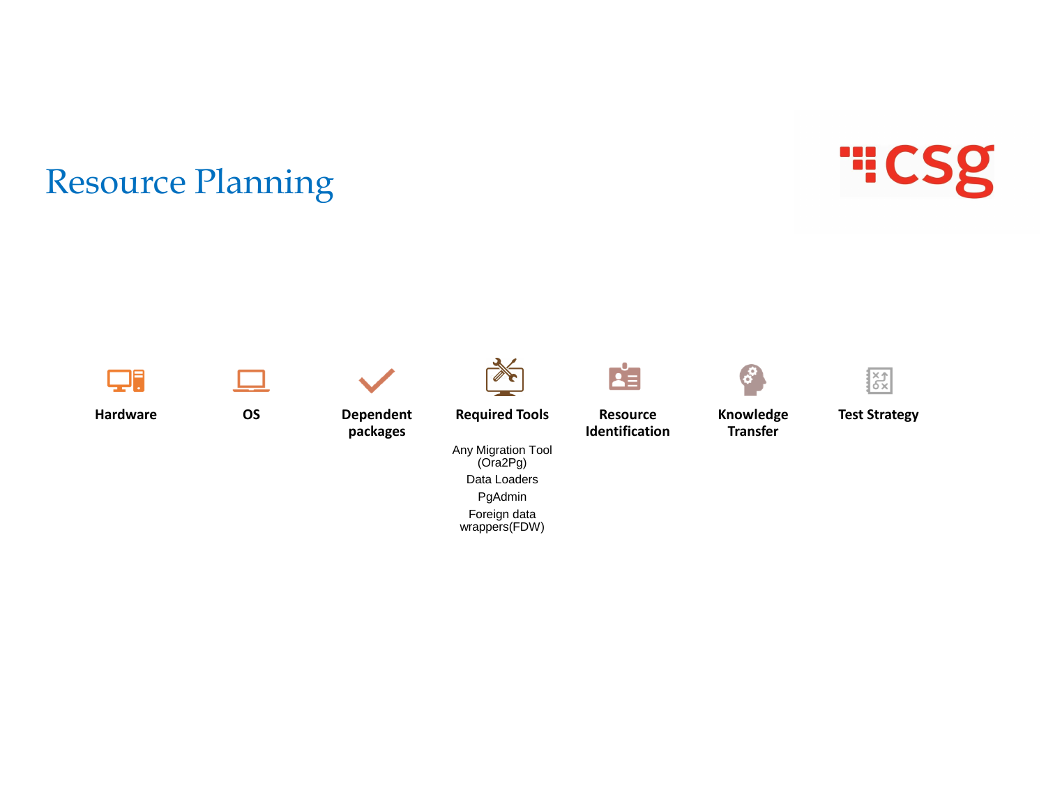# Resource Planning

**Hardware**

**OS**

**Dependent packages**

**Required Tools**

- Any Migration Tool (Ora2Pg)
- Data Loaders
- PgAdmin
- Foreign data wrappers(FDW)

**Resource Identification**

**Knowledge Transfer**

**Test Strategy**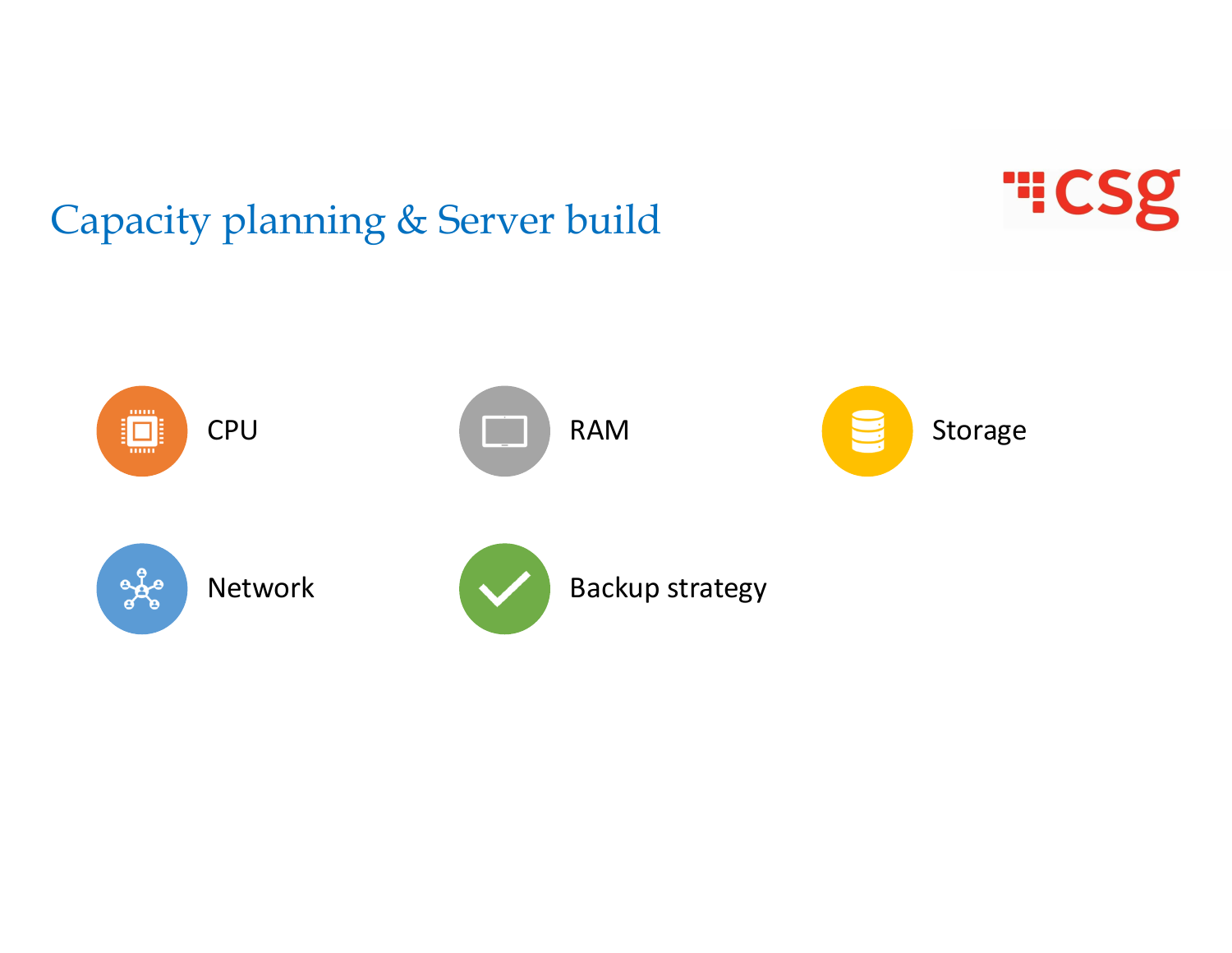# Capacity planning & Server build

csg

- CPU
- RAM
- Storage
- Network
- Backup strategy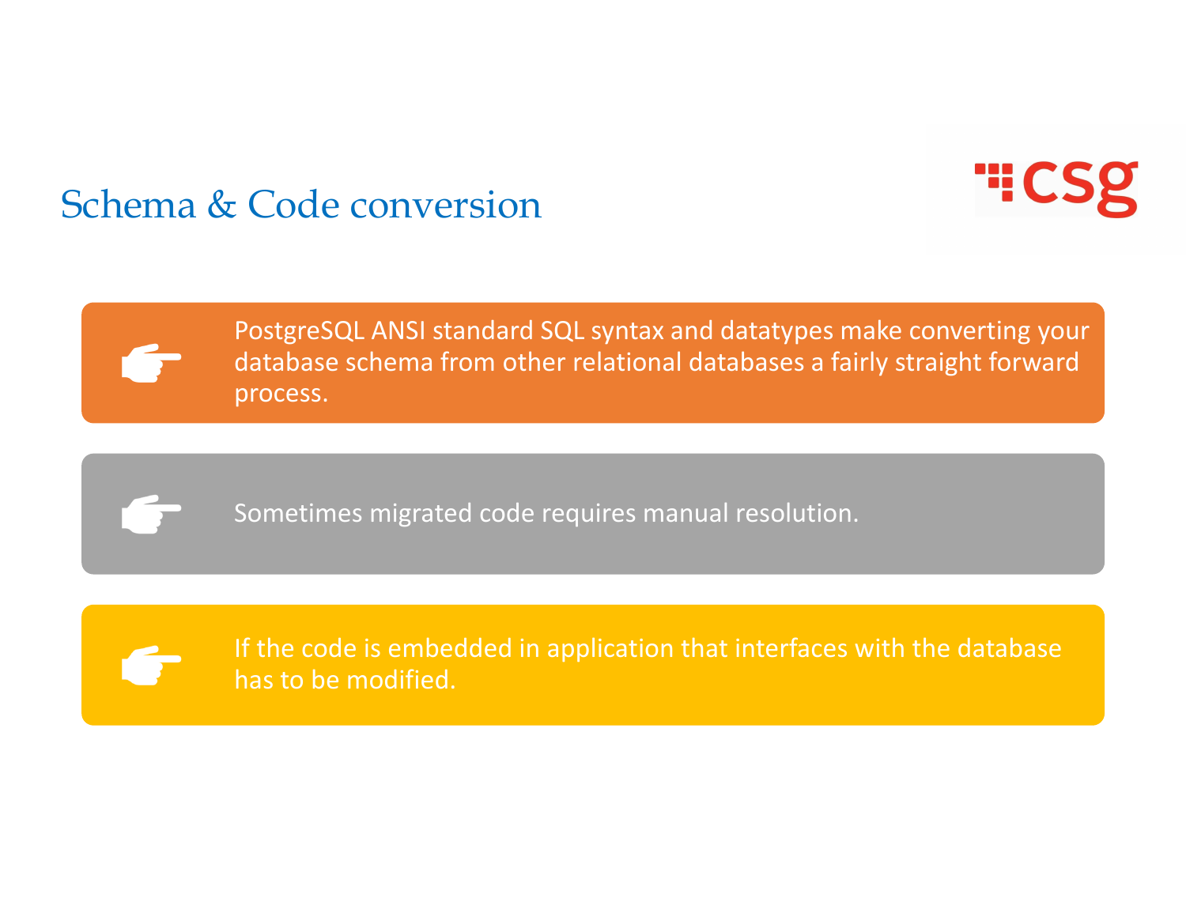# Schema & Code conversion

- PostgreSQL ANSI standard SQL syntax and datatypes make converting your database schema from other relational databases a fairly straight forward process.

- Sometimes migrated code requires manual resolution.

- If the code is embedded in application that interfaces with the database has to be modified.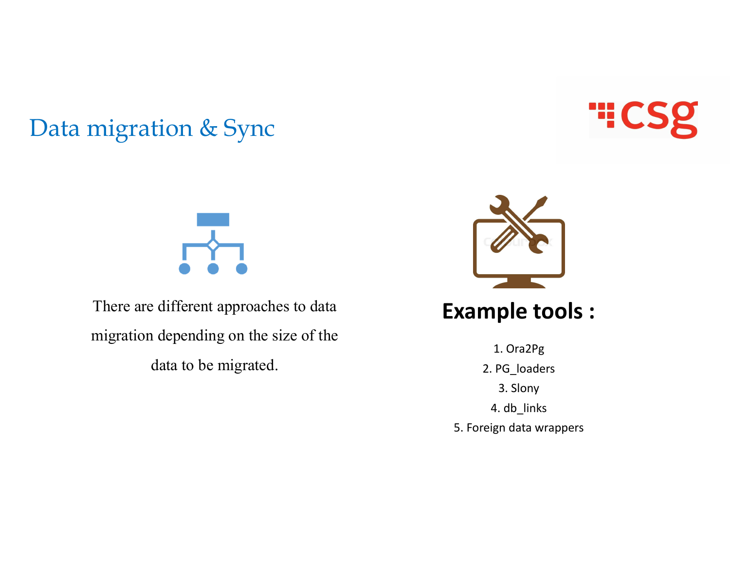# Data migration & Sync

There are different approaches to data migration depending on the size of the data to be migrated.

## Example tools :

1. Ora2Pg
2. PG_loaders
3. Slony
4. db_links
5. Foreign data wrappers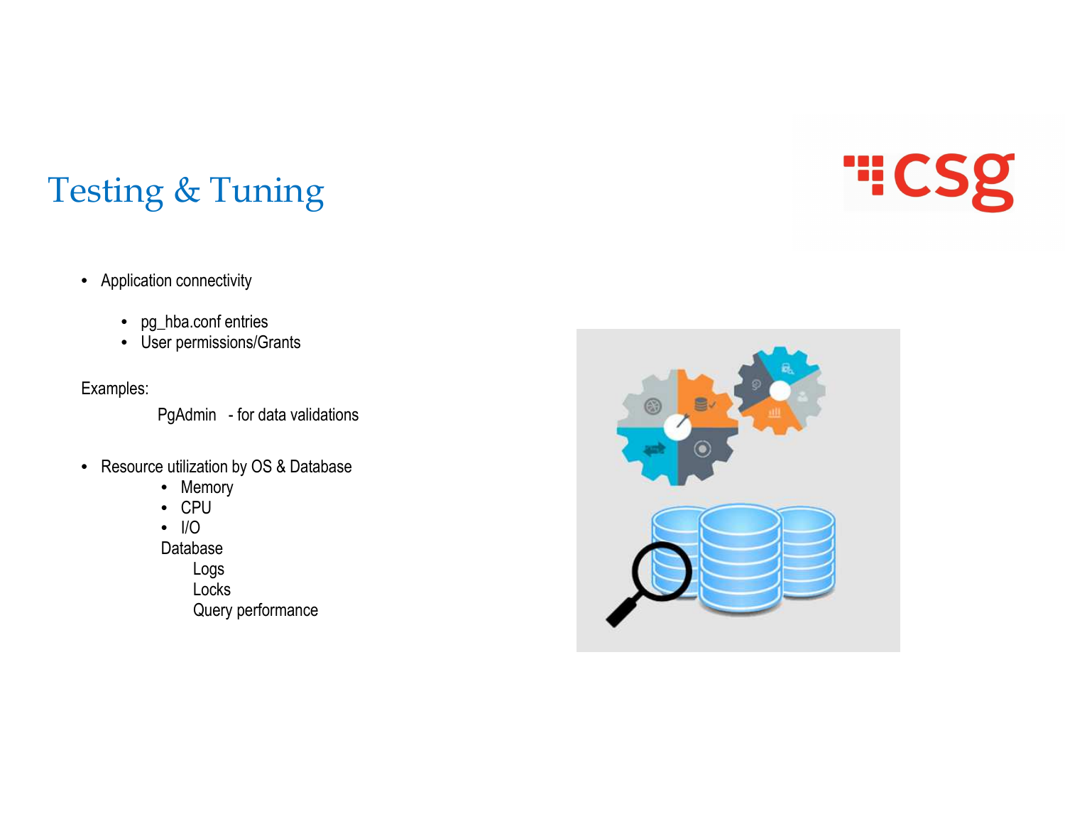# Testing & Tuning

- Application connectivity
  - pg_hba.conf entries
  - User permissions/Grants

Examples:

PgAdmin - for data validations

- Resource utilization by OS & Database
  - Memory
  - CPU
  - I/O

  Database

  Logs

  Locks

  Query performance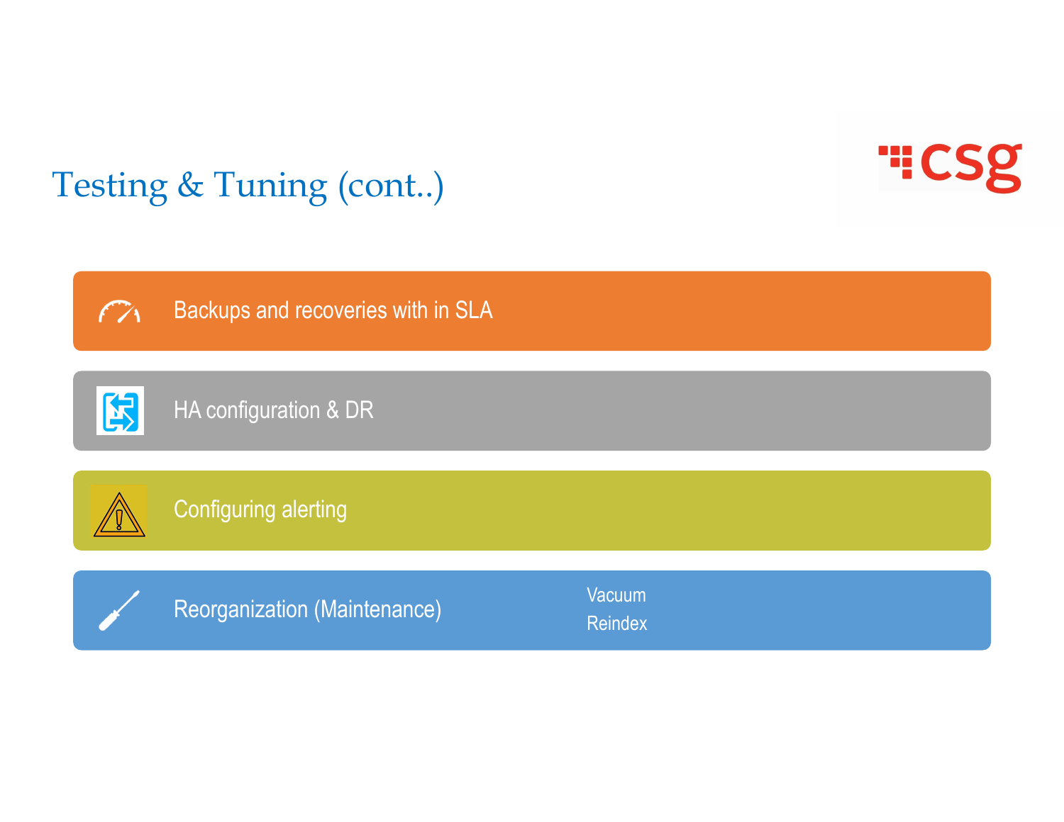# Testing & Tuning (cont..)

- Backups and recoveries with in SLA
- HA configuration & DR
- Configuring alerting
- Reorganization (Maintenance)
  - Vacuum
  - Reindex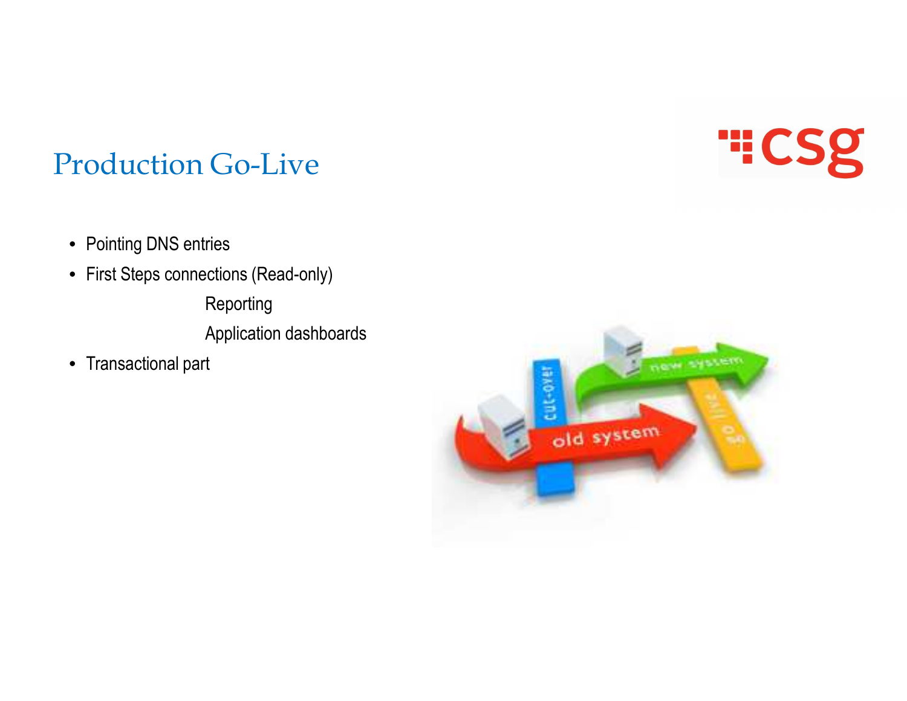# Production Go-Live

- Pointing DNS entries
- First Steps connections (Read-only)
  - Reporting
  - Application dashboards
- Transactional part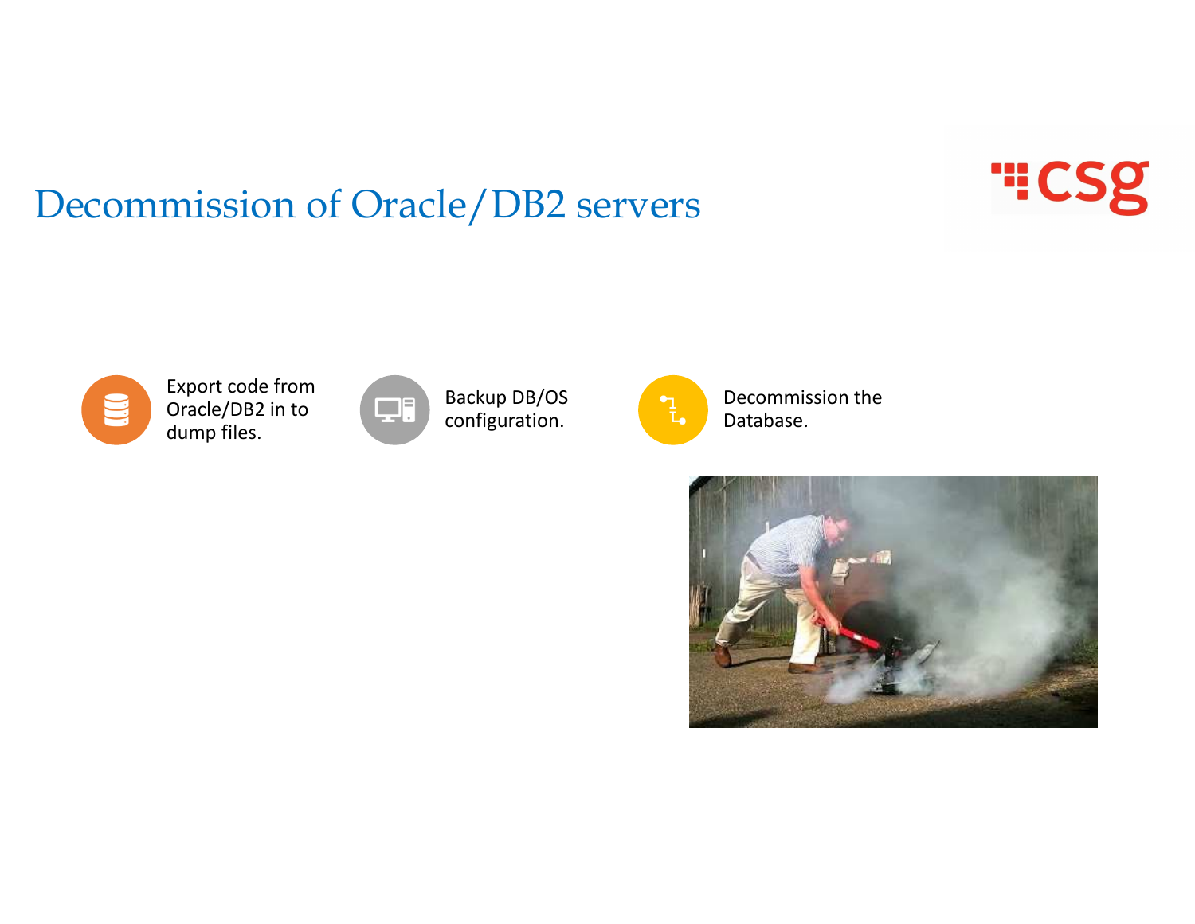# Decommission of Oracle/DB2 servers

- Export code from Oracle/DB2 in to dump files.
- Backup DB/OS configuration.
- Decommission the Database.